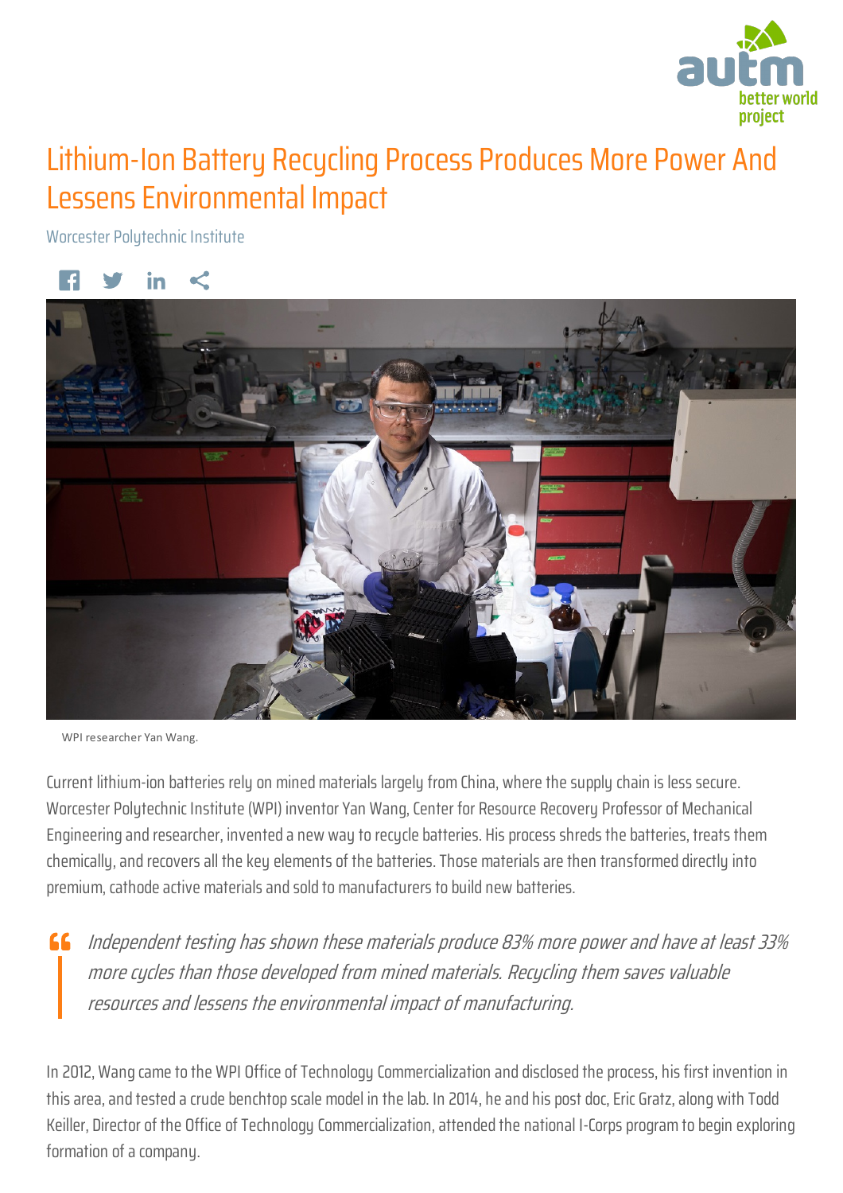# Lithium-Ion Battery Recycling Process Produces More Power And Lessens Environmental Impact

Worcester Polytechnic Institute

WPI researcher Yan Wang.

Current lithium-ion batteries rely on mined materials largely from China, where the supply chain is less secure. Worcester Polytechnic Institute (WPI) inventor Yan Wang, Center for Resource Recovery Professor of Mechanical Engineering and researcher, invented a new way to recycle batteries. His process shreds the batteries, treats them chemically, and recovers all the key elements of the batteries. Those materials are then transformed directly into premium, cathode active materials and sold to manufacturers to build new batteries.

> *Independent testing has shown these materials produce 83% more power and have at least 33% more cycles than those developed from mined materials. Recycling them saves valuable resources and lessens the environmental impact of manufacturing.*

In 2012, Wang came to the WPI Office of Technology Commercialization and disclosed the process, his first invention in this area, and tested a crude benchtop scale model in the lab. In 2014, he and his post doc, Eric Gratz, along with Todd Keiller, Director of the Office of Technology Commercialization, attended the national I-Corps program to begin exploring formation of a company.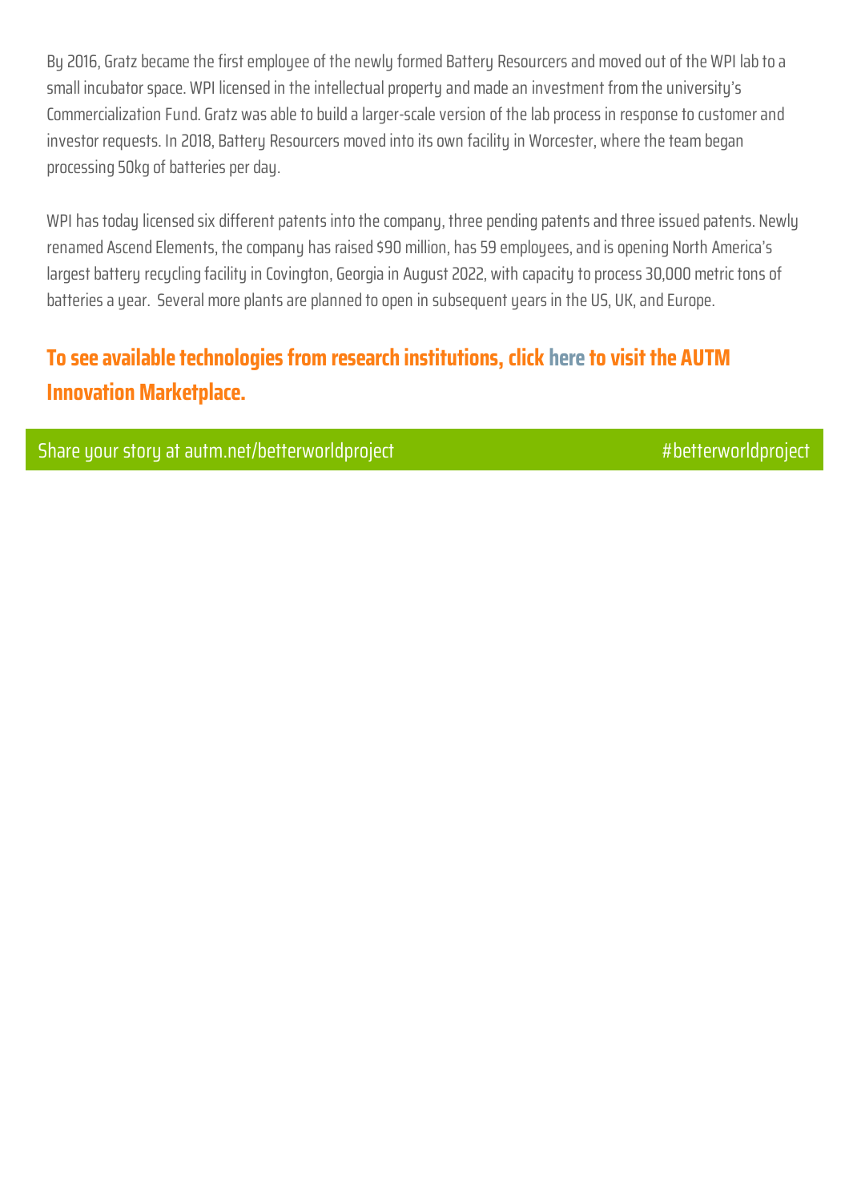By 2016, Gratz became the first employee of the newly formed Battery Resourcers and moved out of the WPI lab to a small incubator space. WPI licensed in the intellectual property and made an investment from the university's Commercialization Fund. Gratz was able to build a larger-scale version of the lab process in response to customer and investor requests. In 2018, Battery Resourcers moved into its own facility in Worcester, where the team began processing 50kg of batteries per day.

WPI has today licensed six different patents into the company, three pending patents and three issued patents. Newly renamed Ascend Elements, the company has raised $90 million, has 59 employees, and is opening North America's largest battery recycling facility in Covington, Georgia in August 2022, with capacity to process 30,000 metric tons of batteries a year. Several more plants are planned to open in subsequent years in the US, UK, and Europe.

**To see available technologies from research institutions, click here to visit the AUTM Innovation Marketplace.**

Share your story at autm.net/betterworldproject #betterworldproject